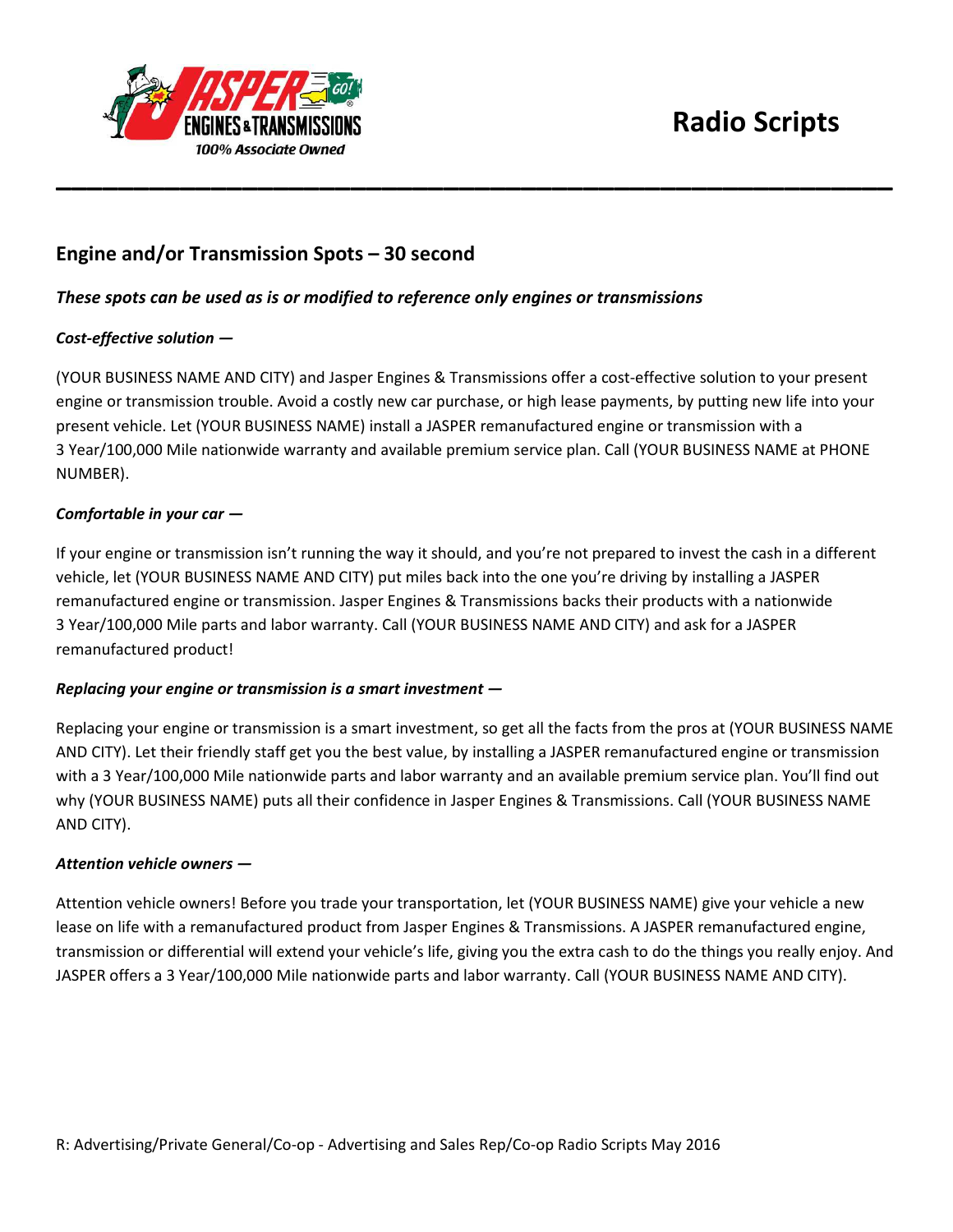# Radio Scripts

## Engine and/or Transmission Spots – 30 second

***These spots can be used as is or modified to reference only engines or transmissions***

***Cost-effective solution —***

(YOUR BUSINESS NAME AND CITY) and Jasper Engines & Transmissions offer a cost-effective solution to your present engine or transmission trouble. Avoid a costly new car purchase, or high lease payments, by putting new life into your present vehicle. Let (YOUR BUSINESS NAME) install a JASPER remanufactured engine or transmission with a 3 Year/100,000 Mile nationwide warranty and available premium service plan. Call (YOUR BUSINESS NAME at PHONE NUMBER).

***Comfortable in your car —***

If your engine or transmission isn't running the way it should, and you're not prepared to invest the cash in a different vehicle, let (YOUR BUSINESS NAME AND CITY) put miles back into the one you're driving by installing a JASPER remanufactured engine or transmission. Jasper Engines & Transmissions backs their products with a nationwide 3 Year/100,000 Mile parts and labor warranty. Call (YOUR BUSINESS NAME AND CITY) and ask for a JASPER remanufactured product!

***Replacing your engine or transmission is a smart investment —***

Replacing your engine or transmission is a smart investment, so get all the facts from the pros at (YOUR BUSINESS NAME AND CITY). Let their friendly staff get you the best value, by installing a JASPER remanufactured engine or transmission with a 3 Year/100,000 Mile nationwide parts and labor warranty and an available premium service plan. You'll find out why (YOUR BUSINESS NAME) puts all their confidence in Jasper Engines & Transmissions. Call (YOUR BUSINESS NAME AND CITY).

***Attention vehicle owners —***

Attention vehicle owners! Before you trade your transportation, let (YOUR BUSINESS NAME) give your vehicle a new lease on life with a remanufactured product from Jasper Engines & Transmissions. A JASPER remanufactured engine, transmission or differential will extend your vehicle's life, giving you the extra cash to do the things you really enjoy. And JASPER offers a 3 Year/100,000 Mile nationwide parts and labor warranty. Call (YOUR BUSINESS NAME AND CITY).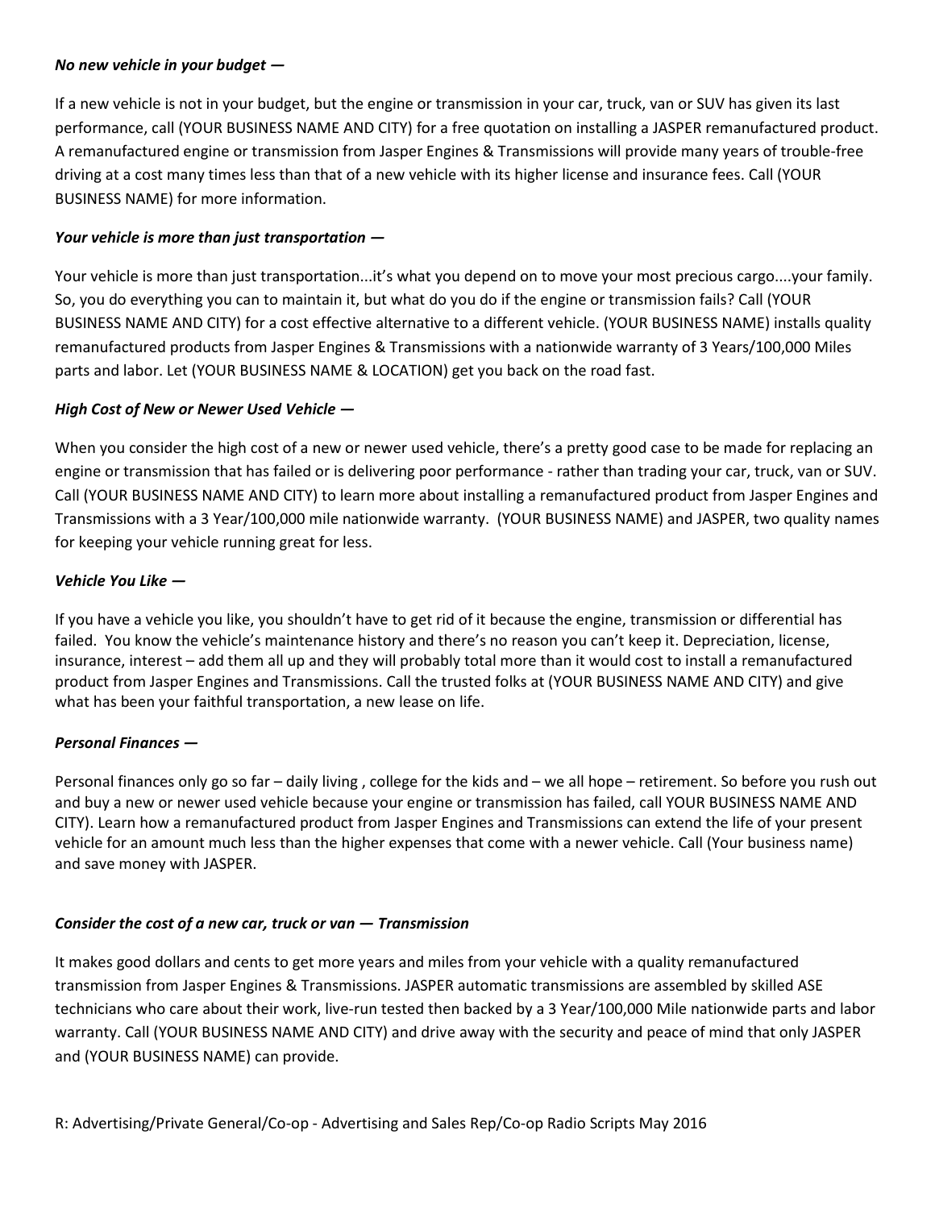***No new vehicle in your budget —***

If a new vehicle is not in your budget, but the engine or transmission in your car, truck, van or SUV has given its last performance, call (YOUR BUSINESS NAME AND CITY) for a free quotation on installing a JASPER remanufactured product. A remanufactured engine or transmission from Jasper Engines & Transmissions will provide many years of trouble-free driving at a cost many times less than that of a new vehicle with its higher license and insurance fees. Call (YOUR BUSINESS NAME) for more information.

***Your vehicle is more than just transportation —***

Your vehicle is more than just transportation...it's what you depend on to move your most precious cargo....your family. So, you do everything you can to maintain it, but what do you do if the engine or transmission fails? Call (YOUR BUSINESS NAME AND CITY) for a cost effective alternative to a different vehicle. (YOUR BUSINESS NAME) installs quality remanufactured products from Jasper Engines & Transmissions with a nationwide warranty of 3 Years/100,000 Miles parts and labor. Let (YOUR BUSINESS NAME & LOCATION) get you back on the road fast.

***High Cost of New or Newer Used Vehicle —***

When you consider the high cost of a new or newer used vehicle, there's a pretty good case to be made for replacing an engine or transmission that has failed or is delivering poor performance - rather than trading your car, truck, van or SUV. Call (YOUR BUSINESS NAME AND CITY) to learn more about installing a remanufactured product from Jasper Engines and Transmissions with a 3 Year/100,000 mile nationwide warranty. (YOUR BUSINESS NAME) and JASPER, two quality names for keeping your vehicle running great for less.

***Vehicle You Like —***

If you have a vehicle you like, you shouldn't have to get rid of it because the engine, transmission or differential has failed. You know the vehicle's maintenance history and there's no reason you can't keep it. Depreciation, license, insurance, interest – add them all up and they will probably total more than it would cost to install a remanufactured product from Jasper Engines and Transmissions. Call the trusted folks at (YOUR BUSINESS NAME AND CITY) and give what has been your faithful transportation, a new lease on life.

***Personal Finances —***

Personal finances only go so far – daily living , college for the kids and – we all hope – retirement. So before you rush out and buy a new or newer used vehicle because your engine or transmission has failed, call YOUR BUSINESS NAME AND CITY). Learn how a remanufactured product from Jasper Engines and Transmissions can extend the life of your present vehicle for an amount much less than the higher expenses that come with a newer vehicle. Call (Your business name) and save money with JASPER.

***Consider the cost of a new car, truck or van — Transmission***

It makes good dollars and cents to get more years and miles from your vehicle with a quality remanufactured transmission from Jasper Engines & Transmissions. JASPER automatic transmissions are assembled by skilled ASE technicians who care about their work, live-run tested then backed by a 3 Year/100,000 Mile nationwide parts and labor warranty. Call (YOUR BUSINESS NAME AND CITY) and drive away with the security and peace of mind that only JASPER and (YOUR BUSINESS NAME) can provide.

R: Advertising/Private General/Co-op - Advertising and Sales Rep/Co-op Radio Scripts May 2016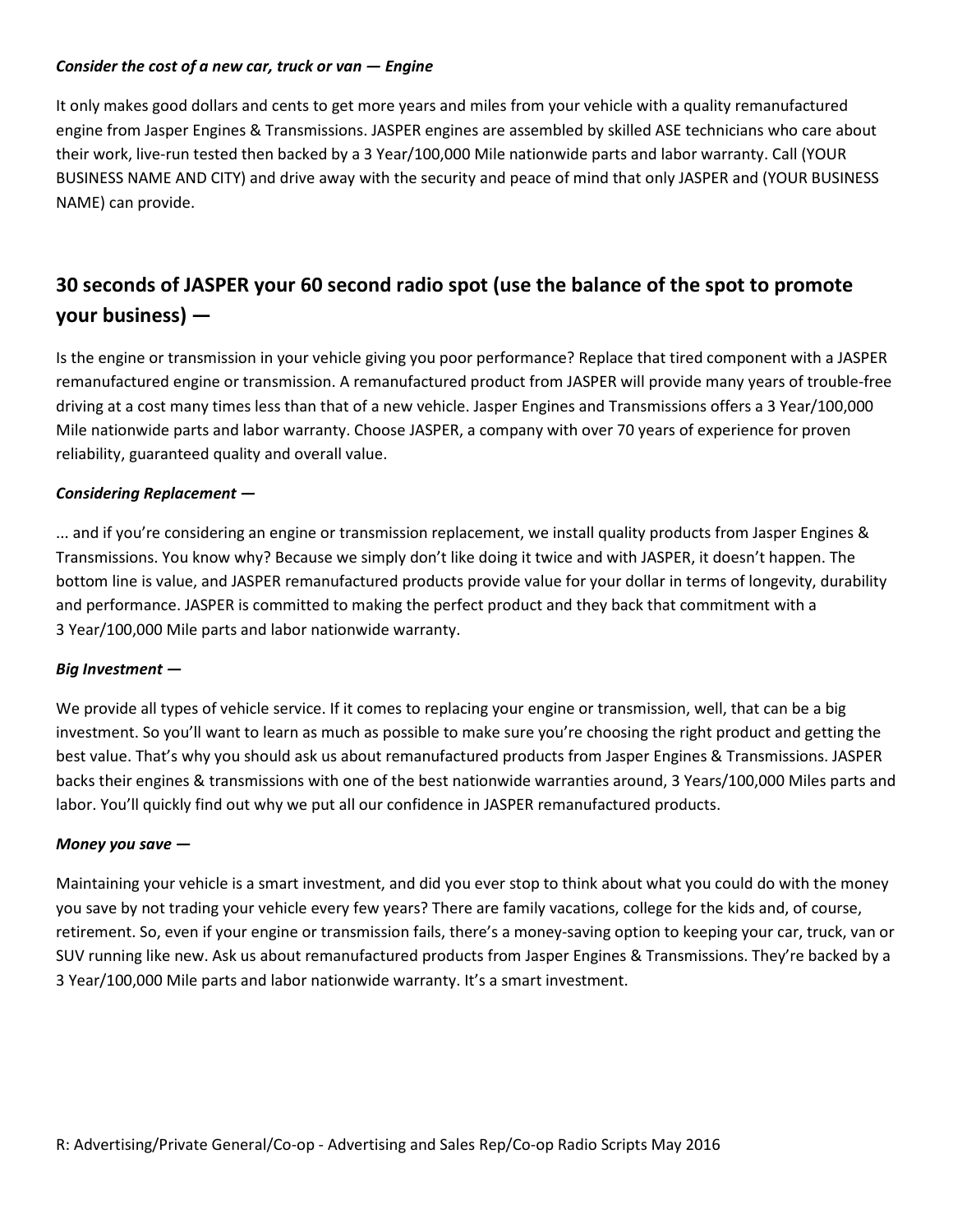***Consider the cost of a new car, truck or van — Engine***

It only makes good dollars and cents to get more years and miles from your vehicle with a quality remanufactured engine from Jasper Engines & Transmissions. JASPER engines are assembled by skilled ASE technicians who care about their work, live-run tested then backed by a 3 Year/100,000 Mile nationwide parts and labor warranty. Call (YOUR BUSINESS NAME AND CITY) and drive away with the security and peace of mind that only JASPER and (YOUR BUSINESS NAME) can provide.

## 30 seconds of JASPER your 60 second radio spot (use the balance of the spot to promote your business) —

Is the engine or transmission in your vehicle giving you poor performance? Replace that tired component with a JASPER remanufactured engine or transmission. A remanufactured product from JASPER will provide many years of trouble-free driving at a cost many times less than that of a new vehicle. Jasper Engines and Transmissions offers a 3 Year/100,000 Mile nationwide parts and labor warranty. Choose JASPER, a company with over 70 years of experience for proven reliability, guaranteed quality and overall value.

***Considering Replacement —***

... and if you're considering an engine or transmission replacement, we install quality products from Jasper Engines & Transmissions. You know why? Because we simply don't like doing it twice and with JASPER, it doesn't happen. The bottom line is value, and JASPER remanufactured products provide value for your dollar in terms of longevity, durability and performance. JASPER is committed to making the perfect product and they back that commitment with a 3 Year/100,000 Mile parts and labor nationwide warranty.

***Big Investment —***

We provide all types of vehicle service. If it comes to replacing your engine or transmission, well, that can be a big investment. So you'll want to learn as much as possible to make sure you're choosing the right product and getting the best value. That's why you should ask us about remanufactured products from Jasper Engines & Transmissions. JASPER backs their engines & transmissions with one of the best nationwide warranties around, 3 Years/100,000 Miles parts and labor. You'll quickly find out why we put all our confidence in JASPER remanufactured products.

***Money you save —***

Maintaining your vehicle is a smart investment, and did you ever stop to think about what you could do with the money you save by not trading your vehicle every few years? There are family vacations, college for the kids and, of course, retirement. So, even if your engine or transmission fails, there's a money-saving option to keeping your car, truck, van or SUV running like new. Ask us about remanufactured products from Jasper Engines & Transmissions. They're backed by a 3 Year/100,000 Mile parts and labor nationwide warranty. It's a smart investment.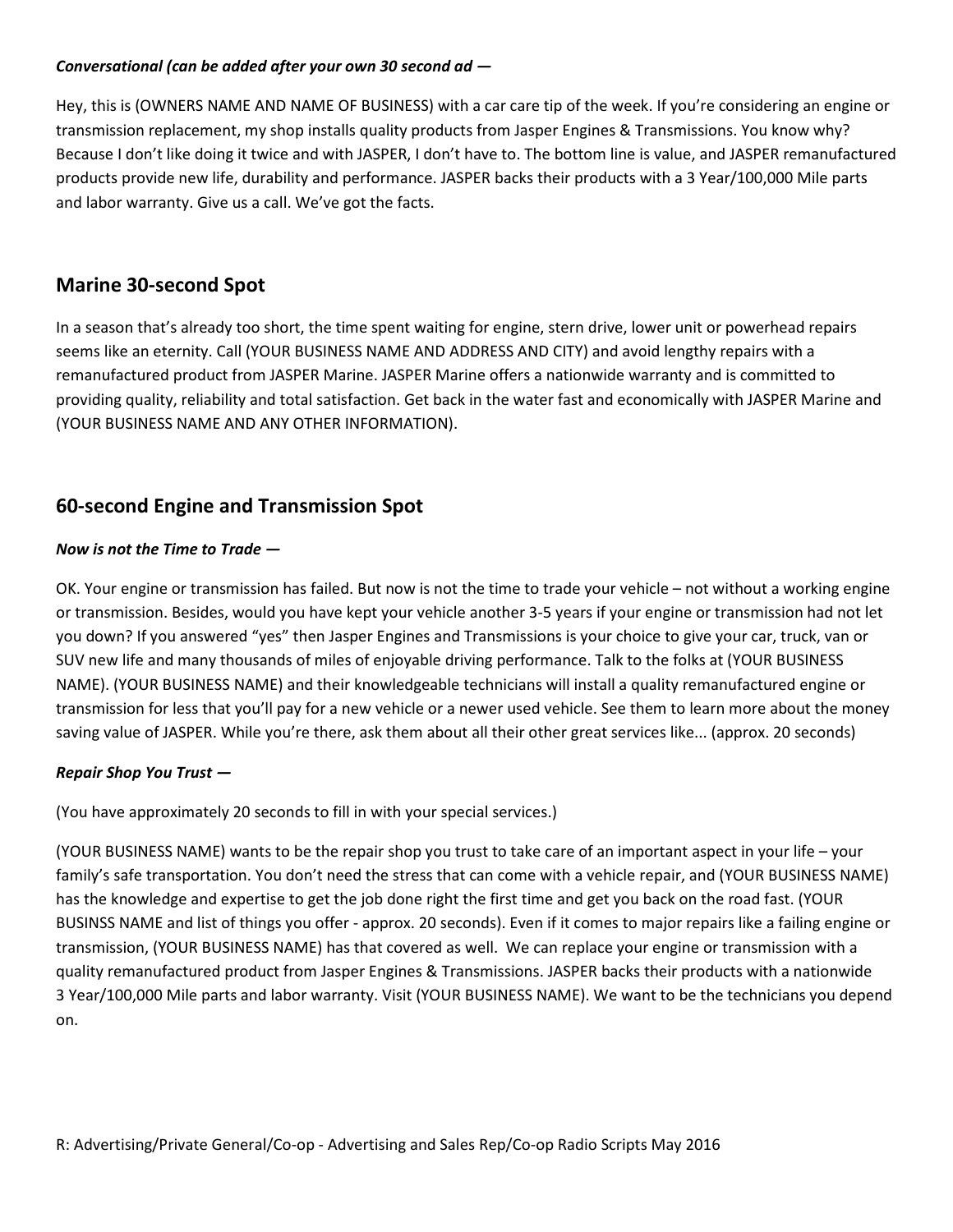***Conversational (can be added after your own 30 second ad —***

Hey, this is (OWNERS NAME AND NAME OF BUSINESS) with a car care tip of the week. If you're considering an engine or transmission replacement, my shop installs quality products from Jasper Engines & Transmissions. You know why? Because I don't like doing it twice and with JASPER, I don't have to. The bottom line is value, and JASPER remanufactured products provide new life, durability and performance. JASPER backs their products with a 3 Year/100,000 Mile parts and labor warranty. Give us a call. We've got the facts.

## Marine 30-second Spot

In a season that's already too short, the time spent waiting for engine, stern drive, lower unit or powerhead repairs seems like an eternity. Call (YOUR BUSINESS NAME AND ADDRESS AND CITY) and avoid lengthy repairs with a remanufactured product from JASPER Marine. JASPER Marine offers a nationwide warranty and is committed to providing quality, reliability and total satisfaction. Get back in the water fast and economically with JASPER Marine and (YOUR BUSINESS NAME AND ANY OTHER INFORMATION).

## 60-second Engine and Transmission Spot

***Now is not the Time to Trade —***

OK. Your engine or transmission has failed. But now is not the time to trade your vehicle – not without a working engine or transmission. Besides, would you have kept your vehicle another 3-5 years if your engine or transmission had not let you down? If you answered "yes" then Jasper Engines and Transmissions is your choice to give your car, truck, van or SUV new life and many thousands of miles of enjoyable driving performance. Talk to the folks at (YOUR BUSINESS NAME). (YOUR BUSINESS NAME) and their knowledgeable technicians will install a quality remanufactured engine or transmission for less that you'll pay for a new vehicle or a newer used vehicle. See them to learn more about the money saving value of JASPER. While you're there, ask them about all their other great services like... (approx. 20 seconds)

***Repair Shop You Trust —***

(You have approximately 20 seconds to fill in with your special services.)

(YOUR BUSINESS NAME) wants to be the repair shop you trust to take care of an important aspect in your life – your family's safe transportation. You don't need the stress that can come with a vehicle repair, and (YOUR BUSINESS NAME) has the knowledge and expertise to get the job done right the first time and get you back on the road fast. (YOUR BUSINSS NAME and list of things you offer - approx. 20 seconds). Even if it comes to major repairs like a failing engine or transmission, (YOUR BUSINESS NAME) has that covered as well. We can replace your engine or transmission with a quality remanufactured product from Jasper Engines & Transmissions. JASPER backs their products with a nationwide 3 Year/100,000 Mile parts and labor warranty. Visit (YOUR BUSINESS NAME). We want to be the technicians you depend on.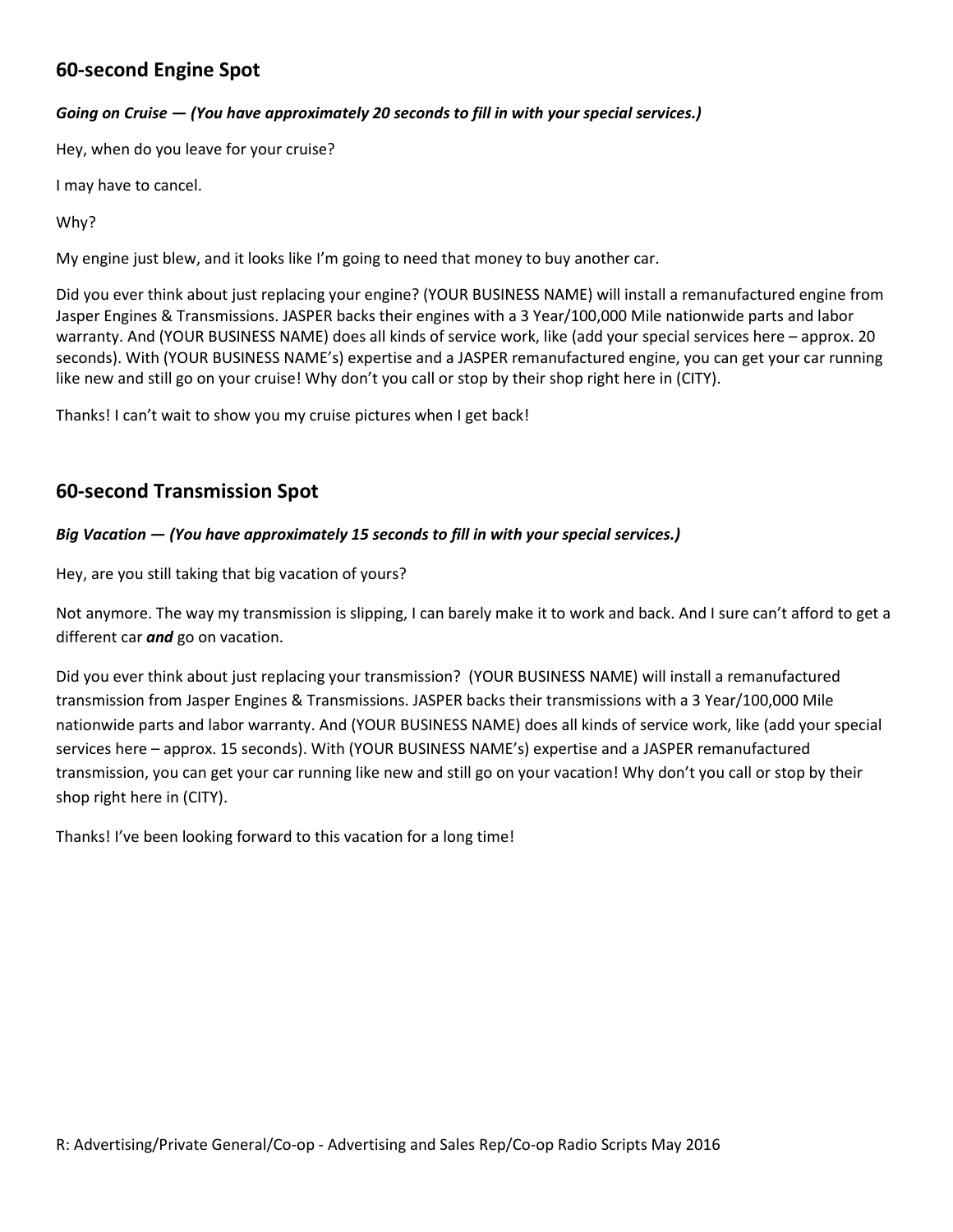## 60-second Engine Spot

***Going on Cruise — (You have approximately 20 seconds to fill in with your special services.)***

Hey, when do you leave for your cruise?

I may have to cancel.

Why?

My engine just blew, and it looks like I'm going to need that money to buy another car.

Did you ever think about just replacing your engine? (YOUR BUSINESS NAME) will install a remanufactured engine from Jasper Engines & Transmissions. JASPER backs their engines with a 3 Year/100,000 Mile nationwide parts and labor warranty. And (YOUR BUSINESS NAME) does all kinds of service work, like (add your special services here – approx. 20 seconds). With (YOUR BUSINESS NAME's) expertise and a JASPER remanufactured engine, you can get your car running like new and still go on your cruise! Why don't you call or stop by their shop right here in (CITY).

Thanks! I can't wait to show you my cruise pictures when I get back!

## 60-second Transmission Spot

***Big Vacation — (You have approximately 15 seconds to fill in with your special services.)***

Hey, are you still taking that big vacation of yours?

Not anymore. The way my transmission is slipping, I can barely make it to work and back. And I sure can't afford to get a different car ***and*** go on vacation.

Did you ever think about just replacing your transmission? (YOUR BUSINESS NAME) will install a remanufactured transmission from Jasper Engines & Transmissions. JASPER backs their transmissions with a 3 Year/100,000 Mile nationwide parts and labor warranty. And (YOUR BUSINESS NAME) does all kinds of service work, like (add your special services here – approx. 15 seconds). With (YOUR BUSINESS NAME's) expertise and a JASPER remanufactured transmission, you can get your car running like new and still go on your vacation! Why don't you call or stop by their shop right here in (CITY).

Thanks! I've been looking forward to this vacation for a long time!